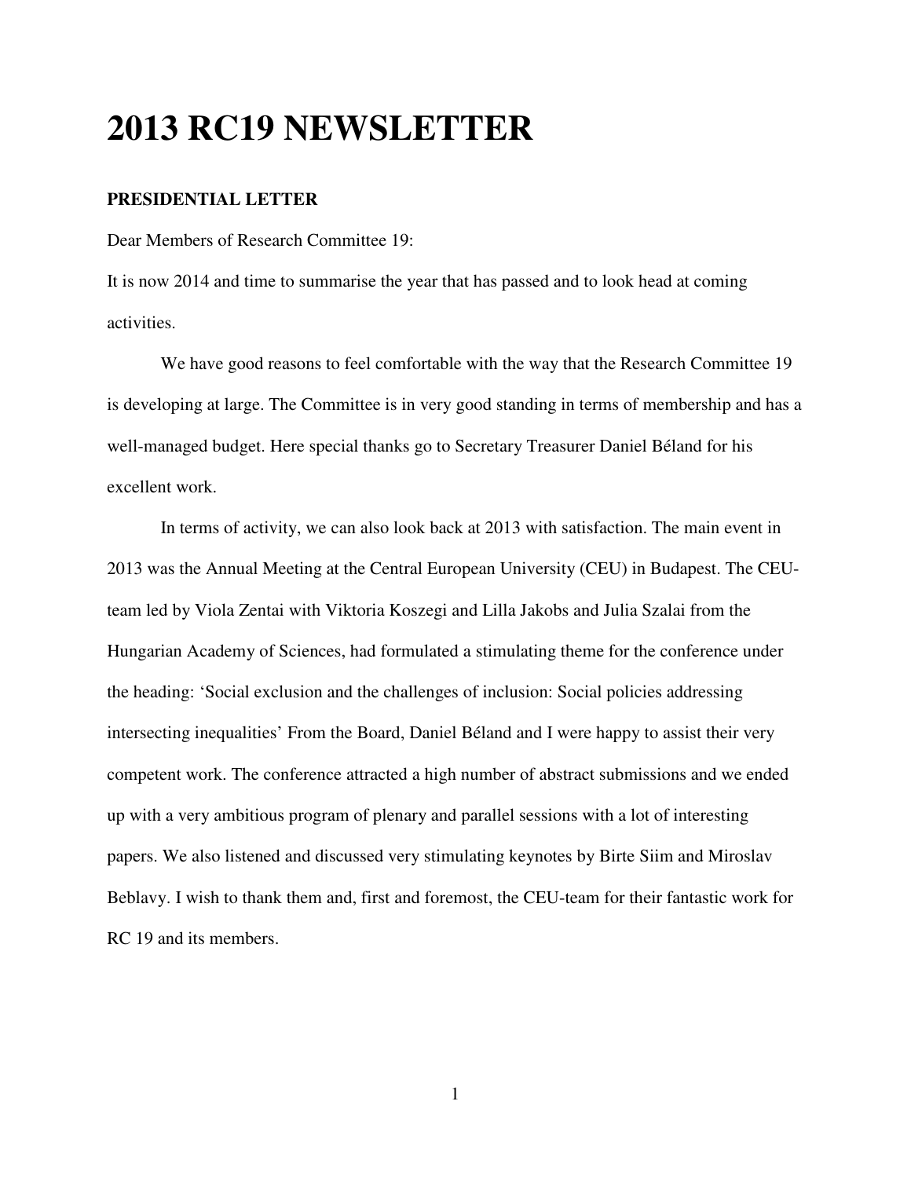# 2013 RC19 NEWSLETTER

**PRESIDENTIAL LETTER**

Dear Members of Research Committee 19:

It is now 2014 and time to summarise the year that has passed and to look head at coming activities.

We have good reasons to feel comfortable with the way that the Research Committee 19 is developing at large. The Committee is in very good standing in terms of membership and has a well-managed budget. Here special thanks go to Secretary Treasurer Daniel Béland for his excellent work.

In terms of activity, we can also look back at 2013 with satisfaction. The main event in 2013 was the Annual Meeting at the Central European University (CEU) in Budapest. The CEU-team led by Viola Zentai with Viktoria Koszegi and Lilla Jakobs and Julia Szalai from the Hungarian Academy of Sciences, had formulated a stimulating theme for the conference under the heading: 'Social exclusion and the challenges of inclusion: Social policies addressing intersecting inequalities' From the Board, Daniel Béland and I were happy to assist their very competent work. The conference attracted a high number of abstract submissions and we ended up with a very ambitious program of plenary and parallel sessions with a lot of interesting papers. We also listened and discussed very stimulating keynotes by Birte Siim and Miroslav Beblavy. I wish to thank them and, first and foremost, the CEU-team for their fantastic work for RC 19 and its members.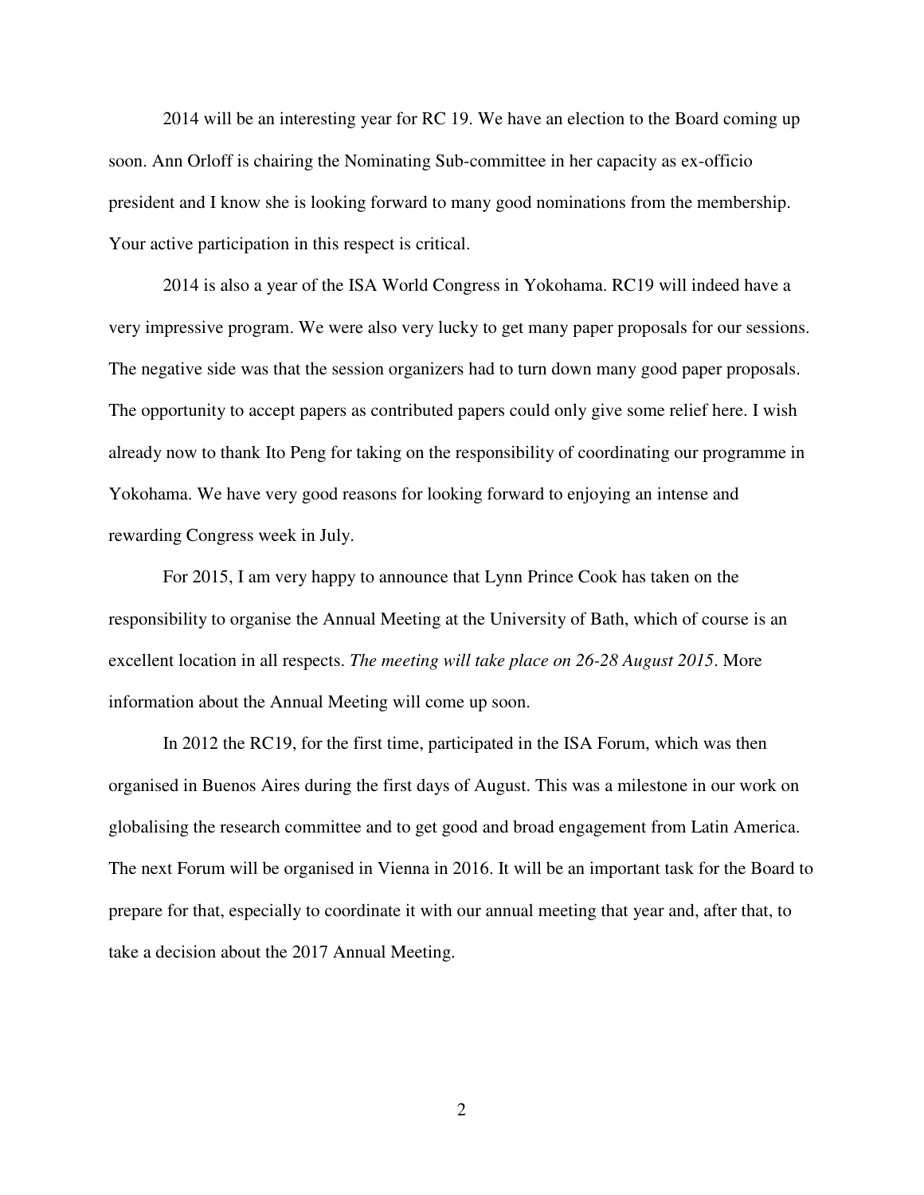2014 will be an interesting year for RC 19. We have an election to the Board coming up soon. Ann Orloff is chairing the Nominating Sub-committee in her capacity as ex-officio president and I know she is looking forward to many good nominations from the membership. Your active participation in this respect is critical.

2014 is also a year of the ISA World Congress in Yokohama. RC19 will indeed have a very impressive program. We were also very lucky to get many paper proposals for our sessions. The negative side was that the session organizers had to turn down many good paper proposals. The opportunity to accept papers as contributed papers could only give some relief here. I wish already now to thank Ito Peng for taking on the responsibility of coordinating our programme in Yokohama. We have very good reasons for looking forward to enjoying an intense and rewarding Congress week in July.

For 2015, I am very happy to announce that Lynn Prince Cook has taken on the responsibility to organise the Annual Meeting at the University of Bath, which of course is an excellent location in all respects. *The meeting will take place on 26-28 August 2015*. More information about the Annual Meeting will come up soon.

In 2012 the RC19, for the first time, participated in the ISA Forum, which was then organised in Buenos Aires during the first days of August. This was a milestone in our work on globalising the research committee and to get good and broad engagement from Latin America. The next Forum will be organised in Vienna in 2016. It will be an important task for the Board to prepare for that, especially to coordinate it with our annual meeting that year and, after that, to take a decision about the 2017 Annual Meeting.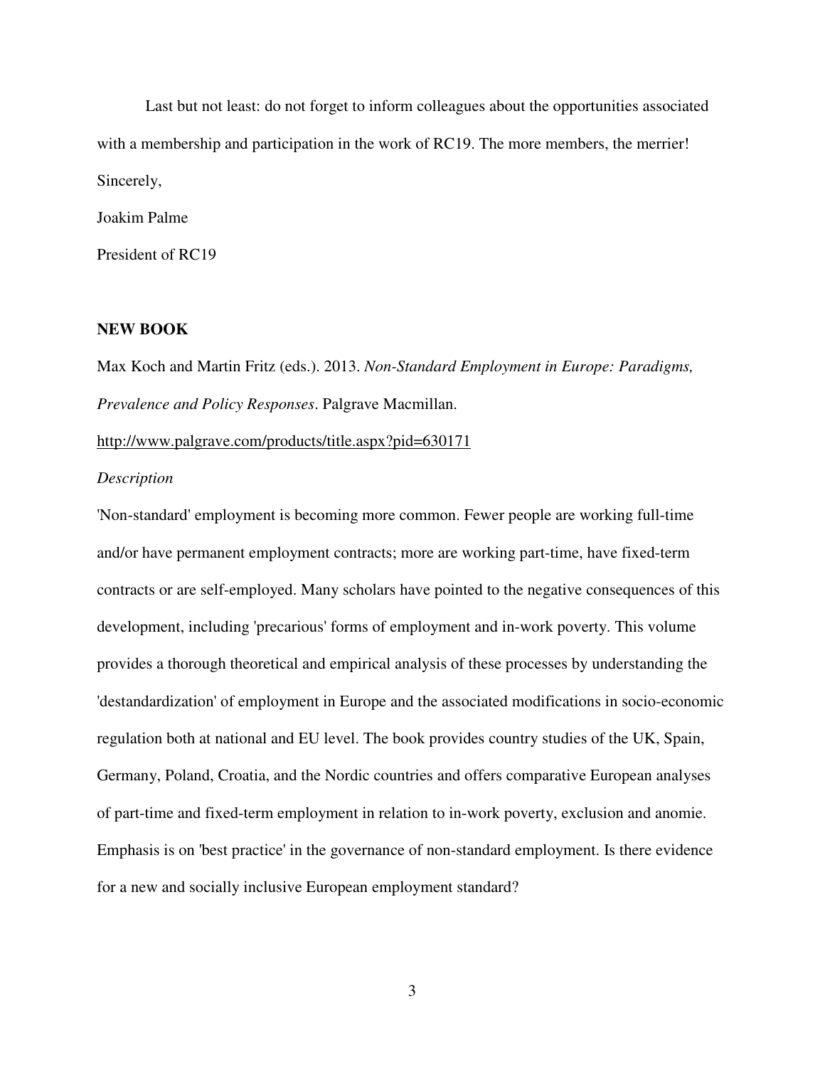Last but not least: do not forget to inform colleagues about the opportunities associated with a membership and participation in the work of RC19. The more members, the merrier!

Sincerely,

Joakim Palme

President of RC19

**NEW BOOK**

Max Koch and Martin Fritz (eds.). 2013. *Non-Standard Employment in Europe: Paradigms, Prevalence and Policy Responses*. Palgrave Macmillan.

http://www.palgrave.com/products/title.aspx?pid=630171

*Description*

'Non-standard' employment is becoming more common. Fewer people are working full-time and/or have permanent employment contracts; more are working part-time, have fixed-term contracts or are self-employed. Many scholars have pointed to the negative consequences of this development, including 'precarious' forms of employment and in-work poverty. This volume provides a thorough theoretical and empirical analysis of these processes by understanding the 'destandardization' of employment in Europe and the associated modifications in socio-economic regulation both at national and EU level. The book provides country studies of the UK, Spain, Germany, Poland, Croatia, and the Nordic countries and offers comparative European analyses of part-time and fixed-term employment in relation to in-work poverty, exclusion and anomie. Emphasis is on 'best practice' in the governance of non-standard employment. Is there evidence for a new and socially inclusive European employment standard?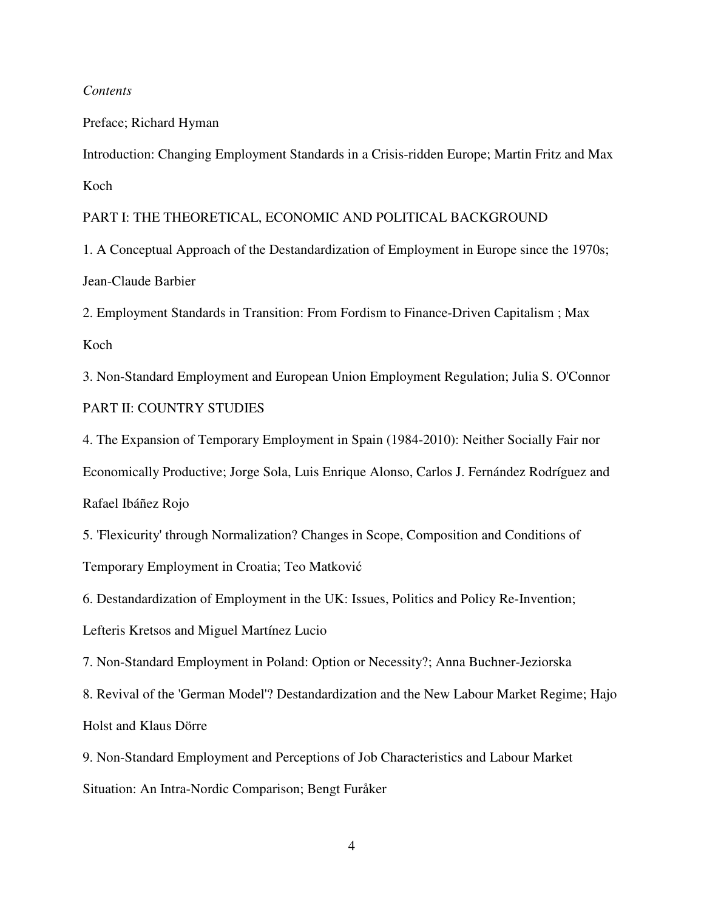*Contents*

Preface; Richard Hyman

Introduction: Changing Employment Standards in a Crisis-ridden Europe; Martin Fritz and Max Koch

PART I: THE THEORETICAL, ECONOMIC AND POLITICAL BACKGROUND

1. A Conceptual Approach of the Destandardization of Employment in Europe since the 1970s; Jean-Claude Barbier

2. Employment Standards in Transition: From Fordism to Finance-Driven Capitalism ; Max Koch

3. Non-Standard Employment and European Union Employment Regulation; Julia S. O'Connor

PART II: COUNTRY STUDIES

4. The Expansion of Temporary Employment in Spain (1984-2010): Neither Socially Fair nor Economically Productive; Jorge Sola, Luis Enrique Alonso, Carlos J. Fernández Rodríguez and Rafael Ibáñez Rojo

5. 'Flexicurity' through Normalization? Changes in Scope, Composition and Conditions of Temporary Employment in Croatia; Teo Matković

6. Destandardization of Employment in the UK: Issues, Politics and Policy Re-Invention; Lefteris Kretsos and Miguel Martínez Lucio

7. Non-Standard Employment in Poland: Option or Necessity?; Anna Buchner-Jeziorska

8. Revival of the 'German Model'? Destandardization and the New Labour Market Regime; Hajo Holst and Klaus Dörre

9. Non-Standard Employment and Perceptions of Job Characteristics and Labour Market Situation: An Intra-Nordic Comparison; Bengt Furåker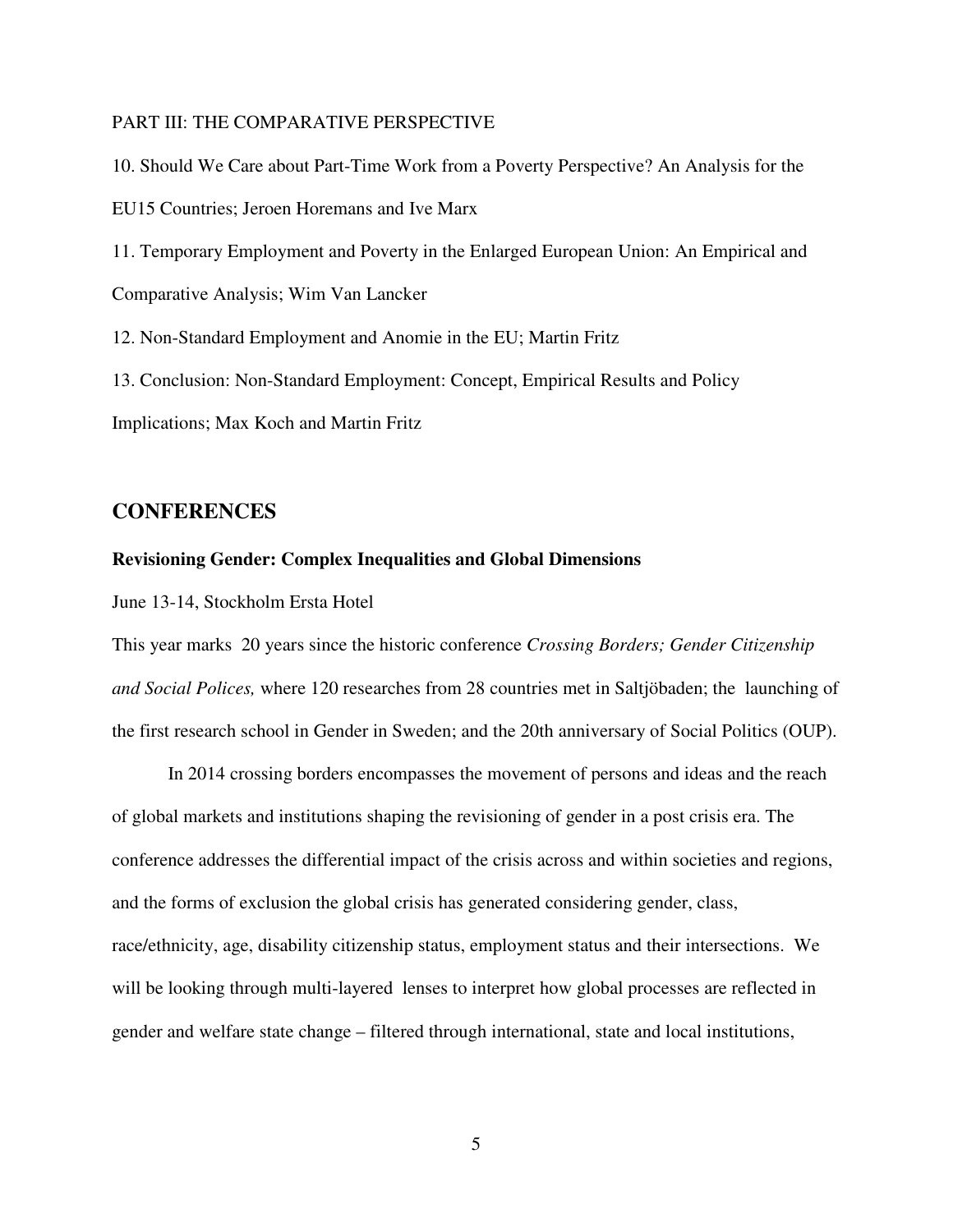PART III: THE COMPARATIVE PERSPECTIVE

10. Should We Care about Part-Time Work from a Poverty Perspective? An Analysis for the EU15 Countries; Jeroen Horemans and Ive Marx

11. Temporary Employment and Poverty in the Enlarged European Union: An Empirical and Comparative Analysis; Wim Van Lancker

12. Non-Standard Employment and Anomie in the EU; Martin Fritz

13. Conclusion: Non-Standard Employment: Concept, Empirical Results and Policy Implications; Max Koch and Martin Fritz

## CONFERENCES

### Revisioning Gender: Complex Inequalities and Global Dimensions

June 13-14, Stockholm Ersta Hotel

This year marks 20 years since the historic conference *Crossing Borders; Gender Citizenship and Social Polices,* where 120 researches from 28 countries met in Saltjöbaden; the launching of the first research school in Gender in Sweden; and the 20th anniversary of Social Politics (OUP).

In 2014 crossing borders encompasses the movement of persons and ideas and the reach of global markets and institutions shaping the revisioning of gender in a post crisis era. The conference addresses the differential impact of the crisis across and within societies and regions, and the forms of exclusion the global crisis has generated considering gender, class, race/ethnicity, age, disability citizenship status, employment status and their intersections. We will be looking through multi-layered lenses to interpret how global processes are reflected in gender and welfare state change – filtered through international, state and local institutions,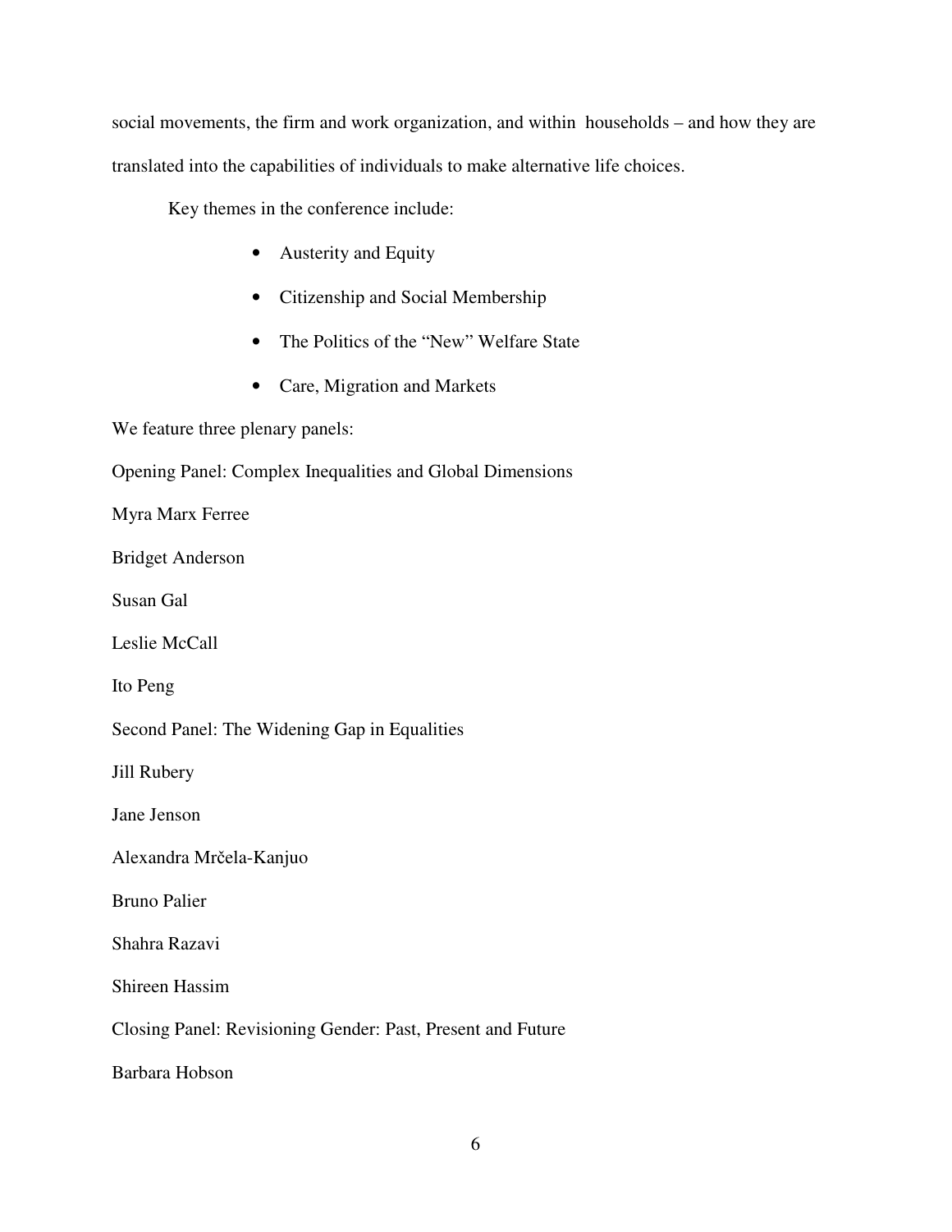social movements, the firm and work organization, and within households – and how they are translated into the capabilities of individuals to make alternative life choices.

Key themes in the conference include:

- Austerity and Equity
- Citizenship and Social Membership
- The Politics of the "New" Welfare State
- Care, Migration and Markets

We feature three plenary panels:

Opening Panel: Complex Inequalities and Global Dimensions

Myra Marx Ferree

Bridget Anderson

Susan Gal

Leslie McCall

Ito Peng

Second Panel: The Widening Gap in Equalities

Jill Rubery

Jane Jenson

Alexandra Mrčela-Kanjuo

Bruno Palier

Shahra Razavi

Shireen Hassim

Closing Panel: Revisioning Gender: Past, Present and Future

Barbara Hobson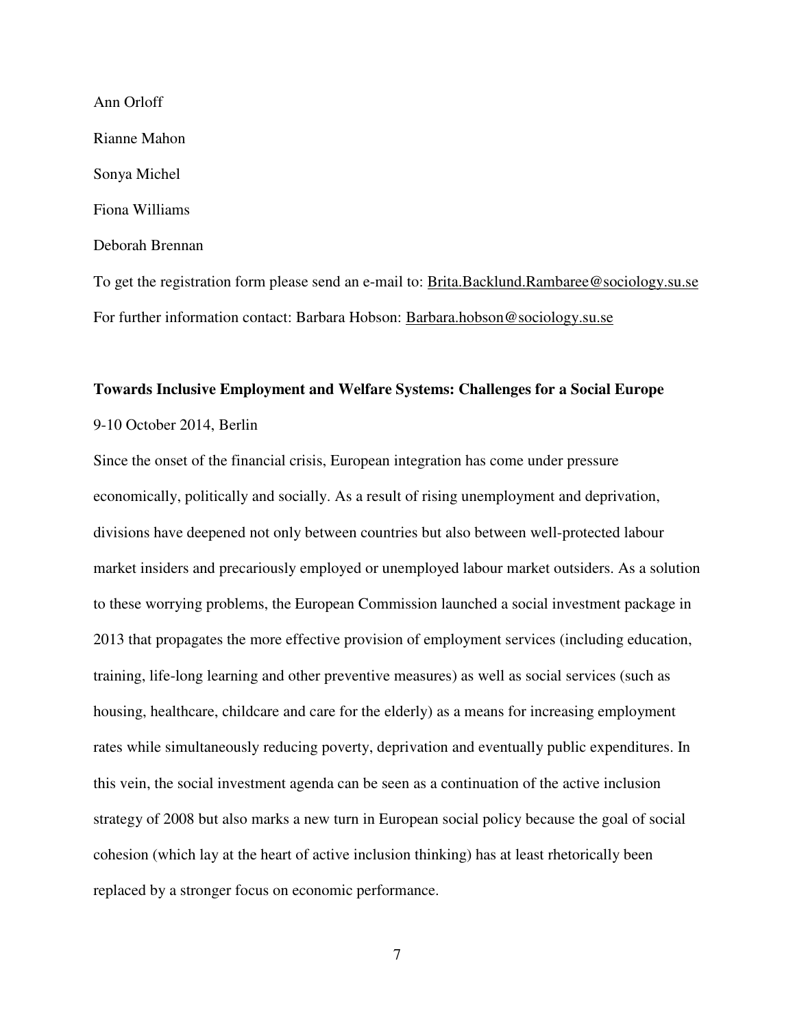Ann Orloff

Rianne Mahon

Sonya Michel

Fiona Williams

Deborah Brennan

To get the registration form please send an e-mail to: Brita.Backlund.Rambaree@sociology.su.se

For further information contact: Barbara Hobson: Barbara.hobson@sociology.su.se

**Towards Inclusive Employment and Welfare Systems: Challenges for a Social Europe**

9-10 October 2014, Berlin

Since the onset of the financial crisis, European integration has come under pressure economically, politically and socially. As a result of rising unemployment and deprivation, divisions have deepened not only between countries but also between well-protected labour market insiders and precariously employed or unemployed labour market outsiders. As a solution to these worrying problems, the European Commission launched a social investment package in 2013 that propagates the more effective provision of employment services (including education, training, life-long learning and other preventive measures) as well as social services (such as housing, healthcare, childcare and care for the elderly) as a means for increasing employment rates while simultaneously reducing poverty, deprivation and eventually public expenditures. In this vein, the social investment agenda can be seen as a continuation of the active inclusion strategy of 2008 but also marks a new turn in European social policy because the goal of social cohesion (which lay at the heart of active inclusion thinking) has at least rhetorically been replaced by a stronger focus on economic performance.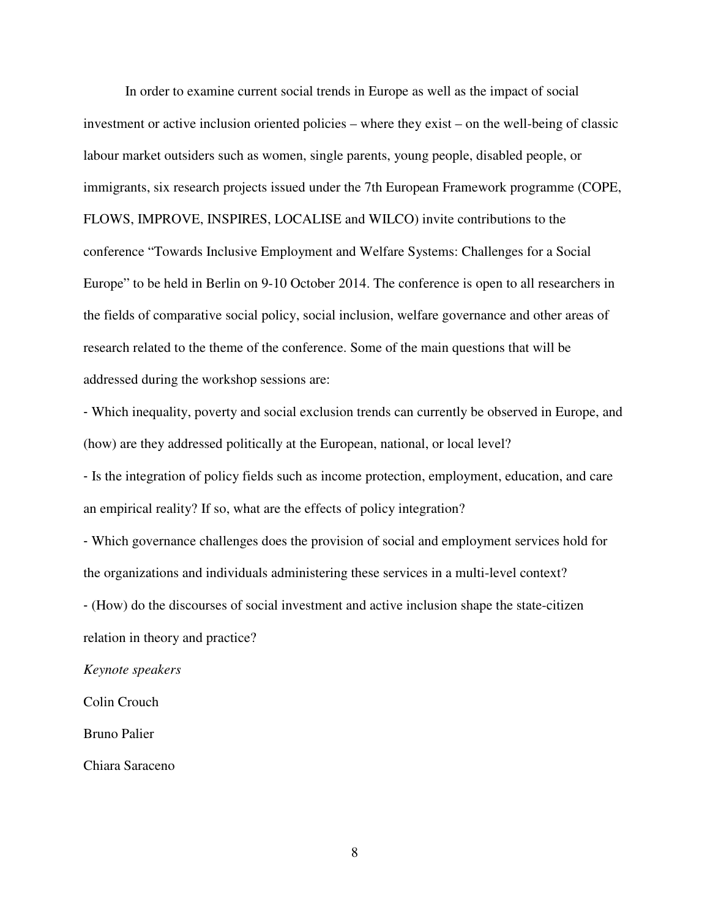In order to examine current social trends in Europe as well as the impact of social investment or active inclusion oriented policies – where they exist – on the well-being of classic labour market outsiders such as women, single parents, young people, disabled people, or immigrants, six research projects issued under the 7th European Framework programme (COPE, FLOWS, IMPROVE, INSPIRES, LOCALISE and WILCO) invite contributions to the conference "Towards Inclusive Employment and Welfare Systems: Challenges for a Social Europe" to be held in Berlin on 9-10 October 2014. The conference is open to all researchers in the fields of comparative social policy, social inclusion, welfare governance and other areas of research related to the theme of the conference. Some of the main questions that will be addressed during the workshop sessions are:

- Which inequality, poverty and social exclusion trends can currently be observed in Europe, and (how) are they addressed politically at the European, national, or local level?
- Is the integration of policy fields such as income protection, employment, education, and care an empirical reality? If so, what are the effects of policy integration?
- Which governance challenges does the provision of social and employment services hold for the organizations and individuals administering these services in a multi-level context?
- (How) do the discourses of social investment and active inclusion shape the state-citizen relation in theory and practice?

*Keynote speakers*

Colin Crouch

Bruno Palier

Chiara Saraceno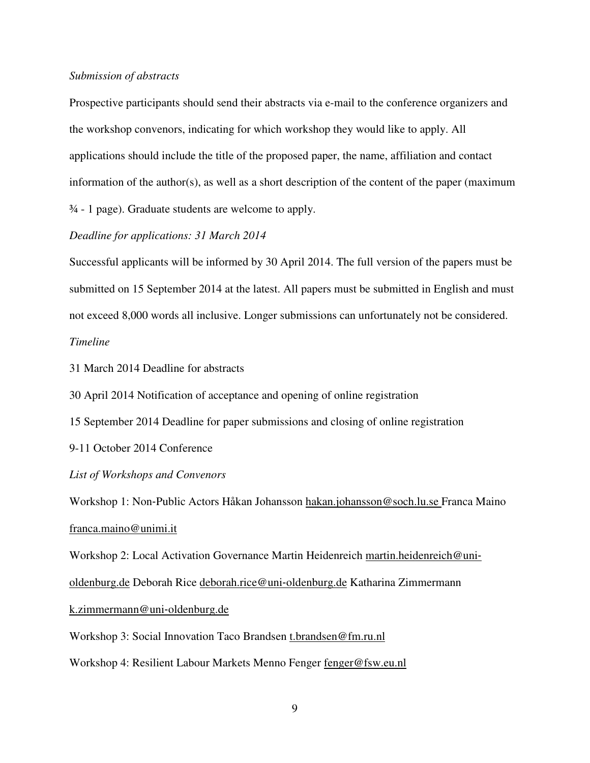*Submission of abstracts*

Prospective participants should send their abstracts via e-mail to the conference organizers and the workshop convenors, indicating for which workshop they would like to apply. All applications should include the title of the proposed paper, the name, affiliation and contact information of the author(s), as well as a short description of the content of the paper (maximum ¾ - 1 page). Graduate students are welcome to apply.

*Deadline for applications: 31 March 2014*

Successful applicants will be informed by 30 April 2014. The full version of the papers must be submitted on 15 September 2014 at the latest. All papers must be submitted in English and must not exceed 8,000 words all inclusive. Longer submissions can unfortunately not be considered.

*Timeline*

31 March 2014 Deadline for abstracts

30 April 2014 Notification of acceptance and opening of online registration

15 September 2014 Deadline for paper submissions and closing of online registration

9-11 October 2014 Conference

*List of Workshops and Convenors*

Workshop 1: Non-Public Actors Håkan Johansson hakan.johansson@soch.lu.se Franca Maino franca.maino@unimi.it

Workshop 2: Local Activation Governance Martin Heidenreich martin.heidenreich@uni-oldenburg.de Deborah Rice deborah.rice@uni-oldenburg.de Katharina Zimmermann k.zimmermann@uni-oldenburg.de

Workshop 3: Social Innovation Taco Brandsen t.brandsen@fm.ru.nl

Workshop 4: Resilient Labour Markets Menno Fenger fenger@fsw.eu.nl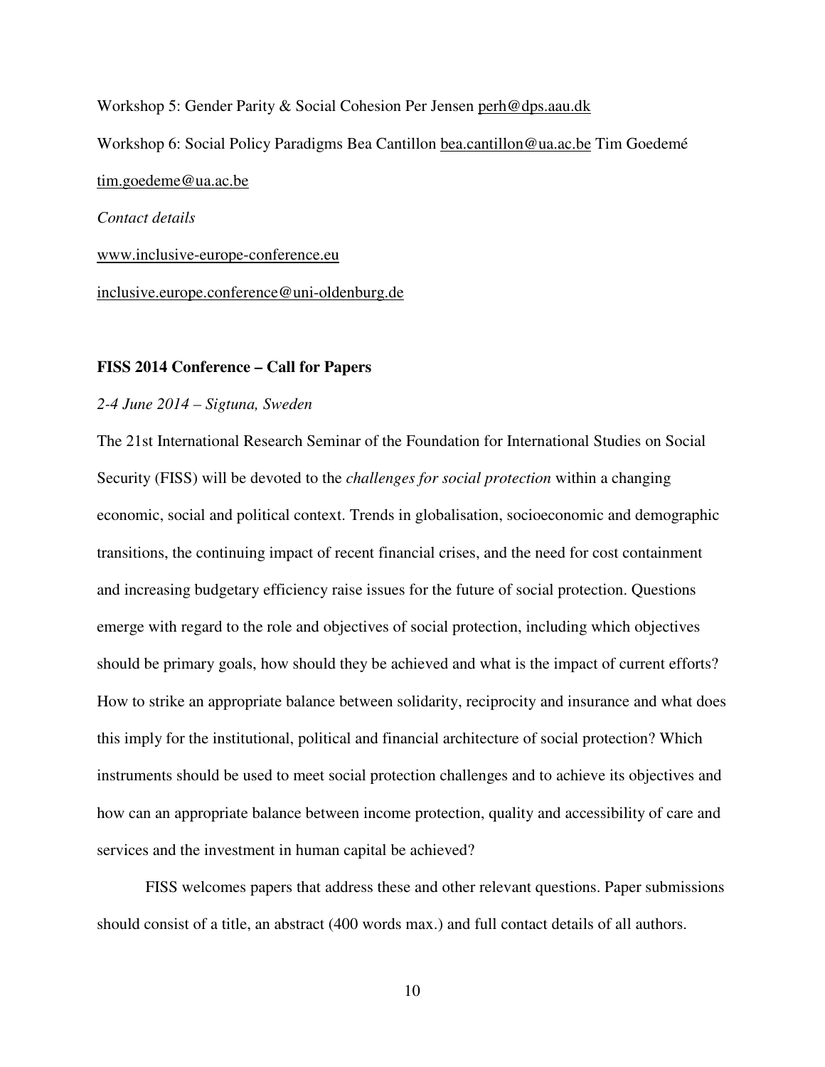Workshop 5: Gender Parity & Social Cohesion Per Jensen perh@dps.aau.dk

Workshop 6: Social Policy Paradigms Bea Cantillon bea.cantillon@ua.ac.be Tim Goedemé tim.goedeme@ua.ac.be

*Contact details*

www.inclusive-europe-conference.eu

inclusive.europe.conference@uni-oldenburg.de

**FISS 2014 Conference – Call for Papers**

*2-4 June 2014 – Sigtuna, Sweden*

The 21st International Research Seminar of the Foundation for International Studies on Social Security (FISS) will be devoted to the *challenges for social protection* within a changing economic, social and political context. Trends in globalisation, socioeconomic and demographic transitions, the continuing impact of recent financial crises, and the need for cost containment and increasing budgetary efficiency raise issues for the future of social protection. Questions emerge with regard to the role and objectives of social protection, including which objectives should be primary goals, how should they be achieved and what is the impact of current efforts? How to strike an appropriate balance between solidarity, reciprocity and insurance and what does this imply for the institutional, political and financial architecture of social protection? Which instruments should be used to meet social protection challenges and to achieve its objectives and how can an appropriate balance between income protection, quality and accessibility of care and services and the investment in human capital be achieved?

FISS welcomes papers that address these and other relevant questions. Paper submissions should consist of a title, an abstract (400 words max.) and full contact details of all authors.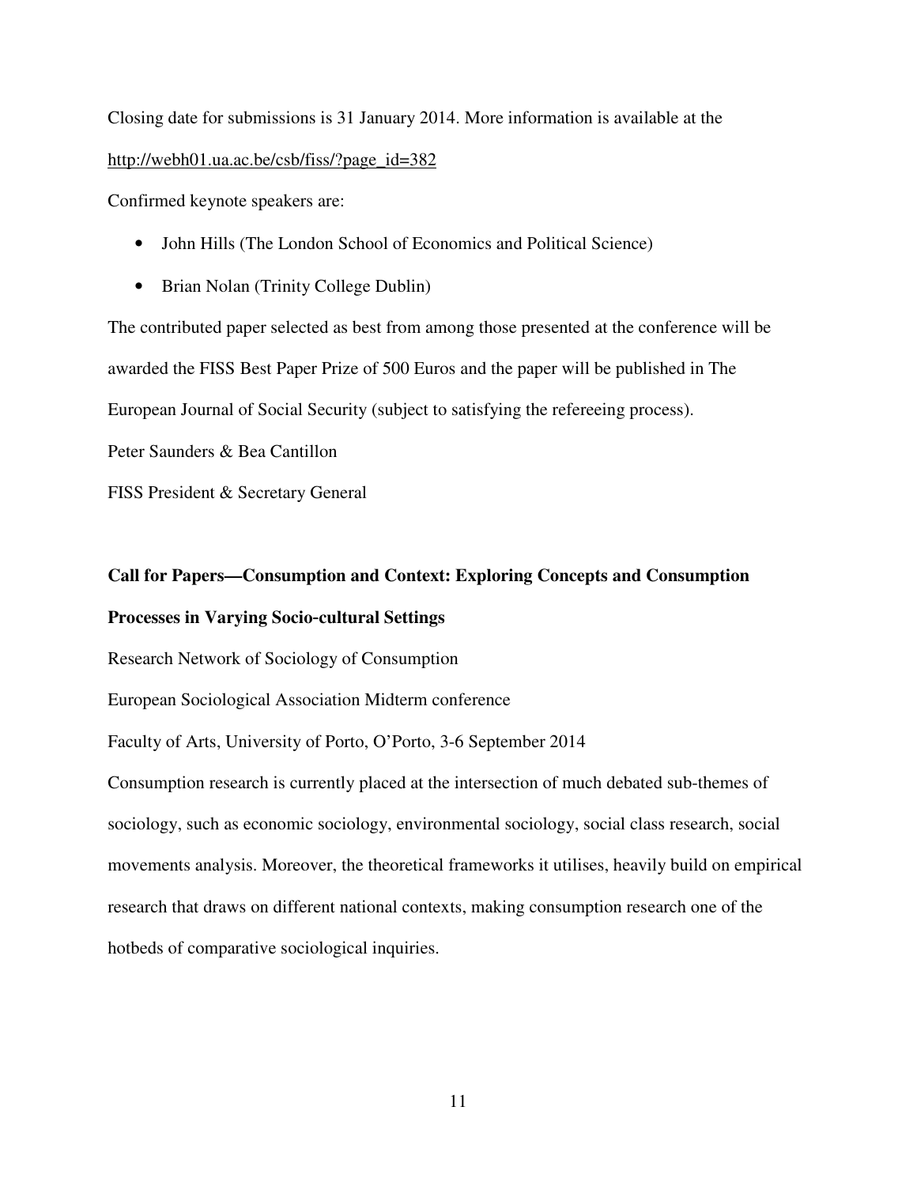Closing date for submissions is 31 January 2014. More information is available at the http://webh01.ua.ac.be/csb/fiss/?page_id=382

Confirmed keynote speakers are:

- John Hills (The London School of Economics and Political Science)
- Brian Nolan (Trinity College Dublin)

The contributed paper selected as best from among those presented at the conference will be awarded the FISS Best Paper Prize of 500 Euros and the paper will be published in The European Journal of Social Security (subject to satisfying the refereeing process).

Peter Saunders & Bea Cantillon

FISS President & Secretary General

**Call for Papers—Consumption and Context: Exploring Concepts and Consumption Processes in Varying Socio-cultural Settings**

Research Network of Sociology of Consumption

European Sociological Association Midterm conference

Faculty of Arts, University of Porto, O'Porto, 3-6 September 2014

Consumption research is currently placed at the intersection of much debated sub-themes of sociology, such as economic sociology, environmental sociology, social class research, social movements analysis. Moreover, the theoretical frameworks it utilises, heavily build on empirical research that draws on different national contexts, making consumption research one of the hotbeds of comparative sociological inquiries.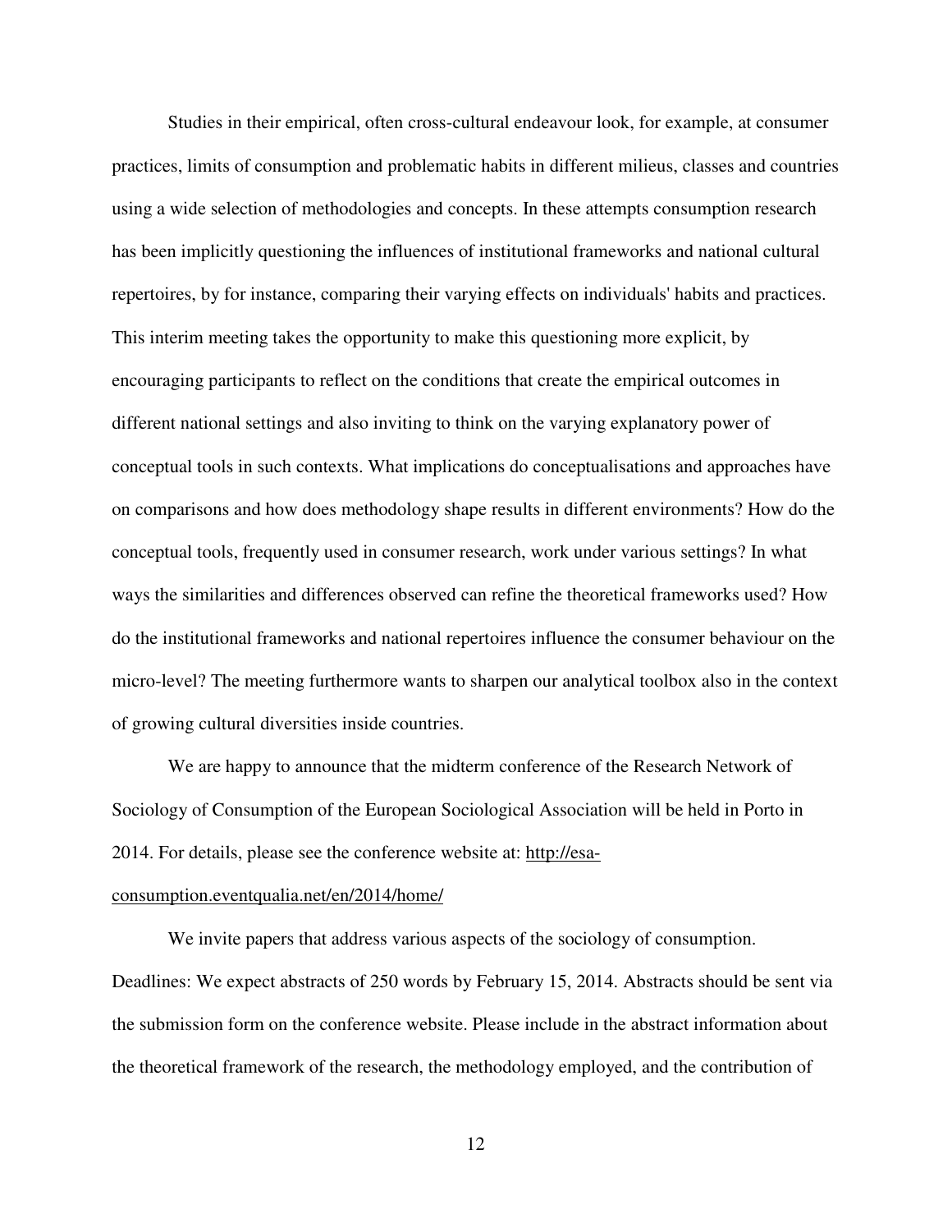Studies in their empirical, often cross-cultural endeavour look, for example, at consumer practices, limits of consumption and problematic habits in different milieus, classes and countries using a wide selection of methodologies and concepts. In these attempts consumption research has been implicitly questioning the influences of institutional frameworks and national cultural repertoires, by for instance, comparing their varying effects on individuals' habits and practices. This interim meeting takes the opportunity to make this questioning more explicit, by encouraging participants to reflect on the conditions that create the empirical outcomes in different national settings and also inviting to think on the varying explanatory power of conceptual tools in such contexts. What implications do conceptualisations and approaches have on comparisons and how does methodology shape results in different environments? How do the conceptual tools, frequently used in consumer research, work under various settings? In what ways the similarities and differences observed can refine the theoretical frameworks used? How do the institutional frameworks and national repertoires influence the consumer behaviour on the micro-level? The meeting furthermore wants to sharpen our analytical toolbox also in the context of growing cultural diversities inside countries.

We are happy to announce that the midterm conference of the Research Network of Sociology of Consumption of the European Sociological Association will be held in Porto in 2014. For details, please see the conference website at: http://esa-consumption.eventqualia.net/en/2014/home/

We invite papers that address various aspects of the sociology of consumption. Deadlines: We expect abstracts of 250 words by February 15, 2014. Abstracts should be sent via the submission form on the conference website. Please include in the abstract information about the theoretical framework of the research, the methodology employed, and the contribution of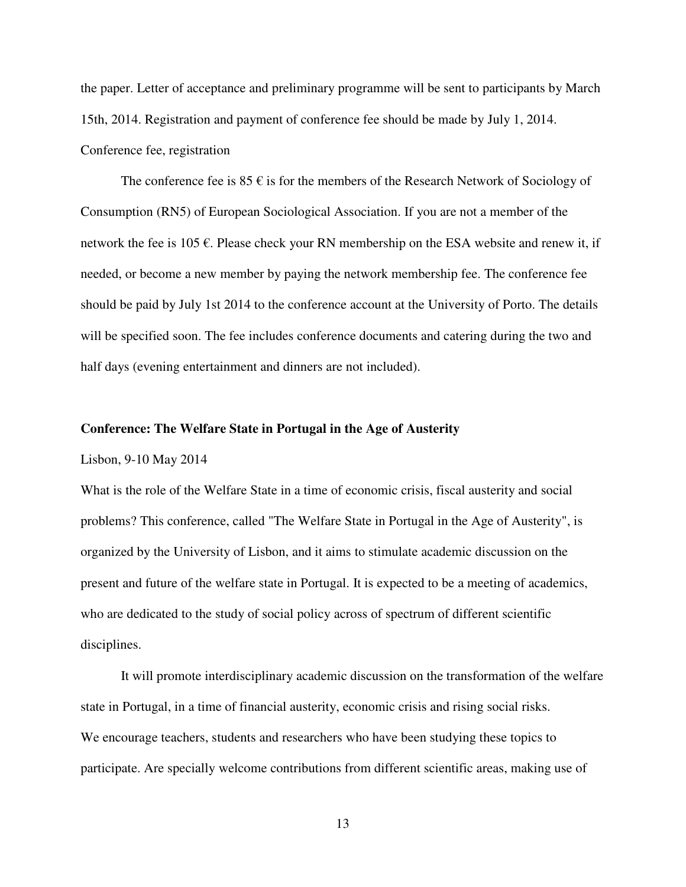the paper. Letter of acceptance and preliminary programme will be sent to participants by March 15th, 2014. Registration and payment of conference fee should be made by July 1, 2014.

Conference fee, registration

The conference fee is 85 € is for the members of the Research Network of Sociology of Consumption (RN5) of European Sociological Association. If you are not a member of the network the fee is 105 €. Please check your RN membership on the ESA website and renew it, if needed, or become a new member by paying the network membership fee. The conference fee should be paid by July 1st 2014 to the conference account at the University of Porto. The details will be specified soon. The fee includes conference documents and catering during the two and half days (evening entertainment and dinners are not included).

**Conference: The Welfare State in Portugal in the Age of Austerity**

Lisbon, 9-10 May 2014

What is the role of the Welfare State in a time of economic crisis, fiscal austerity and social problems? This conference, called "The Welfare State in Portugal in the Age of Austerity", is organized by the University of Lisbon, and it aims to stimulate academic discussion on the present and future of the welfare state in Portugal. It is expected to be a meeting of academics, who are dedicated to the study of social policy across of spectrum of different scientific disciplines.

It will promote interdisciplinary academic discussion on the transformation of the welfare state in Portugal, in a time of financial austerity, economic crisis and rising social risks.
We encourage teachers, students and researchers who have been studying these topics to participate. Are specially welcome contributions from different scientific areas, making use of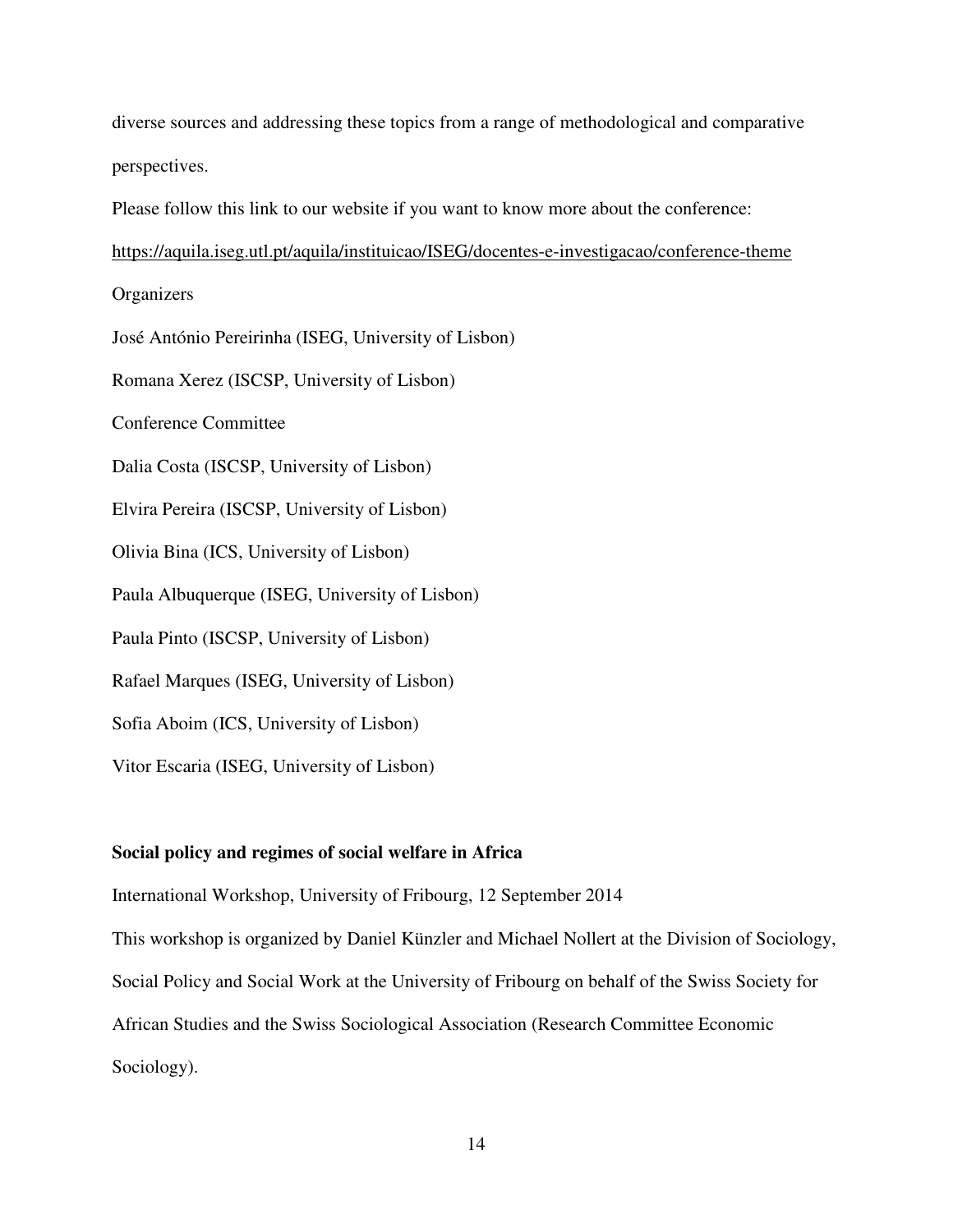diverse sources and addressing these topics from a range of methodological and comparative perspectives.

Please follow this link to our website if you want to know more about the conference:

https://aquila.iseg.utl.pt/aquila/instituicao/ISEG/docentes-e-investigacao/conference-theme

Organizers

José António Pereirinha (ISEG, University of Lisbon)

Romana Xerez (ISCSP, University of Lisbon)

Conference Committee

Dalia Costa (ISCSP, University of Lisbon)

Elvira Pereira (ISCSP, University of Lisbon)

Olivia Bina (ICS, University of Lisbon)

Paula Albuquerque (ISEG, University of Lisbon)

Paula Pinto (ISCSP, University of Lisbon)

Rafael Marques (ISEG, University of Lisbon)

Sofia Aboim (ICS, University of Lisbon)

Vitor Escaria (ISEG, University of Lisbon)

**Social policy and regimes of social welfare in Africa**

International Workshop, University of Fribourg, 12 September 2014

This workshop is organized by Daniel Künzler and Michael Nollert at the Division of Sociology, Social Policy and Social Work at the University of Fribourg on behalf of the Swiss Society for African Studies and the Swiss Sociological Association (Research Committee Economic Sociology).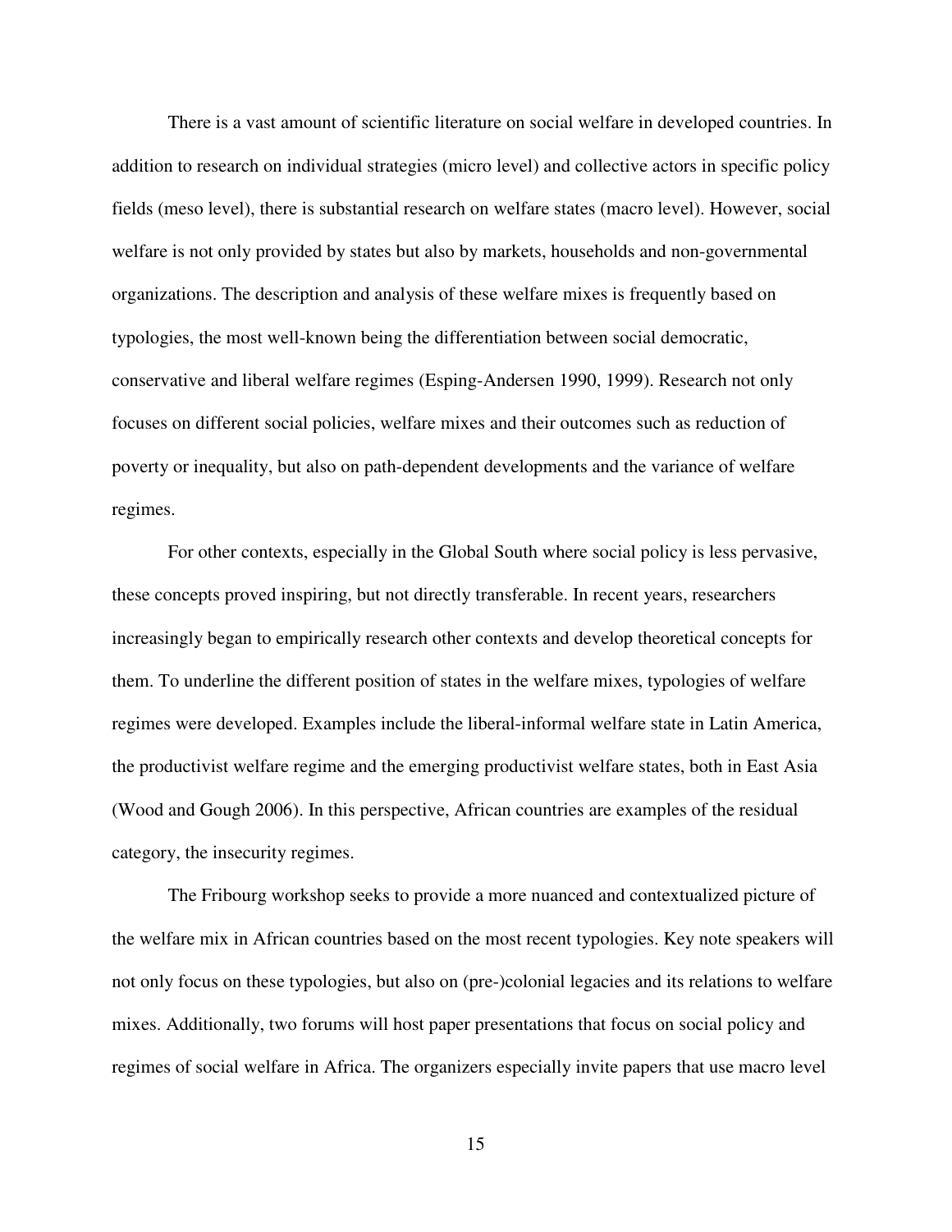There is a vast amount of scientific literature on social welfare in developed countries. In addition to research on individual strategies (micro level) and collective actors in specific policy fields (meso level), there is substantial research on welfare states (macro level). However, social welfare is not only provided by states but also by markets, households and non-governmental organizations. The description and analysis of these welfare mixes is frequently based on typologies, the most well-known being the differentiation between social democratic, conservative and liberal welfare regimes (Esping-Andersen 1990, 1999). Research not only focuses on different social policies, welfare mixes and their outcomes such as reduction of poverty or inequality, but also on path-dependent developments and the variance of welfare regimes.

For other contexts, especially in the Global South where social policy is less pervasive, these concepts proved inspiring, but not directly transferable. In recent years, researchers increasingly began to empirically research other contexts and develop theoretical concepts for them. To underline the different position of states in the welfare mixes, typologies of welfare regimes were developed. Examples include the liberal-informal welfare state in Latin America, the productivist welfare regime and the emerging productivist welfare states, both in East Asia (Wood and Gough 2006). In this perspective, African countries are examples of the residual category, the insecurity regimes.

The Fribourg workshop seeks to provide a more nuanced and contextualized picture of the welfare mix in African countries based on the most recent typologies. Key note speakers will not only focus on these typologies, but also on (pre-)colonial legacies and its relations to welfare mixes. Additionally, two forums will host paper presentations that focus on social policy and regimes of social welfare in Africa. The organizers especially invite papers that use macro level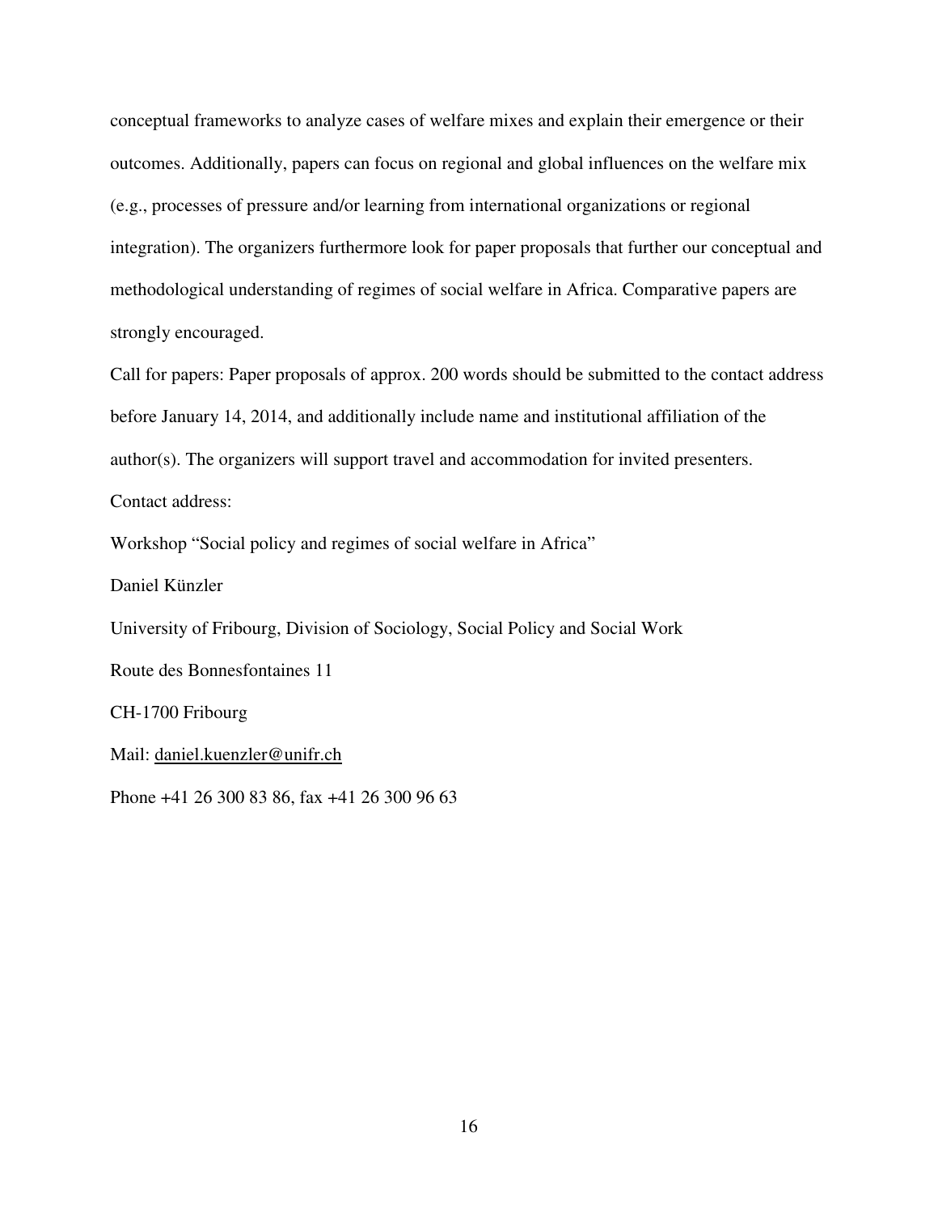conceptual frameworks to analyze cases of welfare mixes and explain their emergence or their outcomes. Additionally, papers can focus on regional and global influences on the welfare mix (e.g., processes of pressure and/or learning from international organizations or regional integration). The organizers furthermore look for paper proposals that further our conceptual and methodological understanding of regimes of social welfare in Africa. Comparative papers are strongly encouraged.

Call for papers: Paper proposals of approx. 200 words should be submitted to the contact address before January 14, 2014, and additionally include name and institutional affiliation of the author(s). The organizers will support travel and accommodation for invited presenters.

Contact address:

Workshop "Social policy and regimes of social welfare in Africa"

Daniel Künzler

University of Fribourg, Division of Sociology, Social Policy and Social Work

Route des Bonnesfontaines 11

CH-1700 Fribourg

Mail: daniel.kuenzler@unifr.ch

Phone +41 26 300 83 86, fax +41 26 300 96 63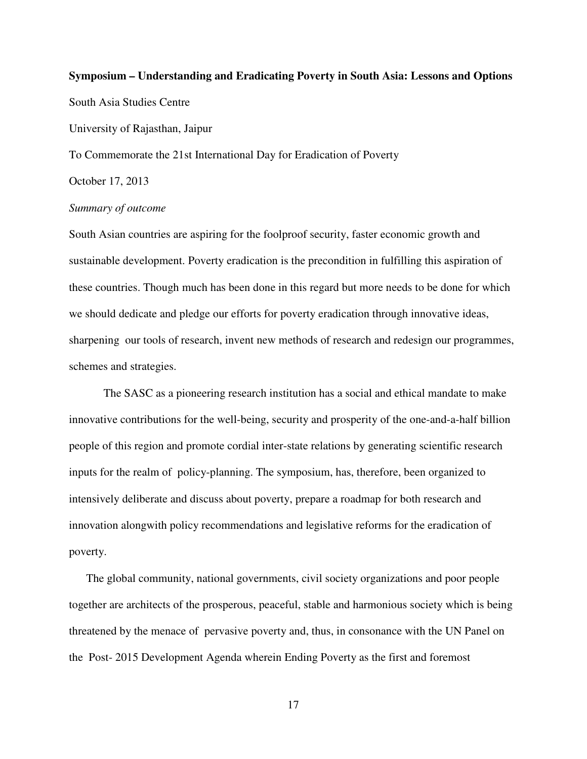**Symposium – Understanding and Eradicating Poverty in South Asia: Lessons and Options**

South Asia Studies Centre

University of Rajasthan, Jaipur

To Commemorate the 21st International Day for Eradication of Poverty

October 17, 2013

*Summary of outcome*

South Asian countries are aspiring for the foolproof security, faster economic growth and sustainable development. Poverty eradication is the precondition in fulfilling this aspiration of these countries. Though much has been done in this regard but more needs to be done for which we should dedicate and pledge our efforts for poverty eradication through innovative ideas, sharpening our tools of research, invent new methods of research and redesign our programmes, schemes and strategies.

The SASC as a pioneering research institution has a social and ethical mandate to make innovative contributions for the well-being, security and prosperity of the one-and-a-half billion people of this region and promote cordial inter-state relations by generating scientific research inputs for the realm of policy-planning. The symposium, has, therefore, been organized to intensively deliberate and discuss about poverty, prepare a roadmap for both research and innovation alongwith policy recommendations and legislative reforms for the eradication of poverty.

The global community, national governments, civil society organizations and poor people together are architects of the prosperous, peaceful, stable and harmonious society which is being threatened by the menace of pervasive poverty and, thus, in consonance with the UN Panel on the Post- 2015 Development Agenda wherein Ending Poverty as the first and foremost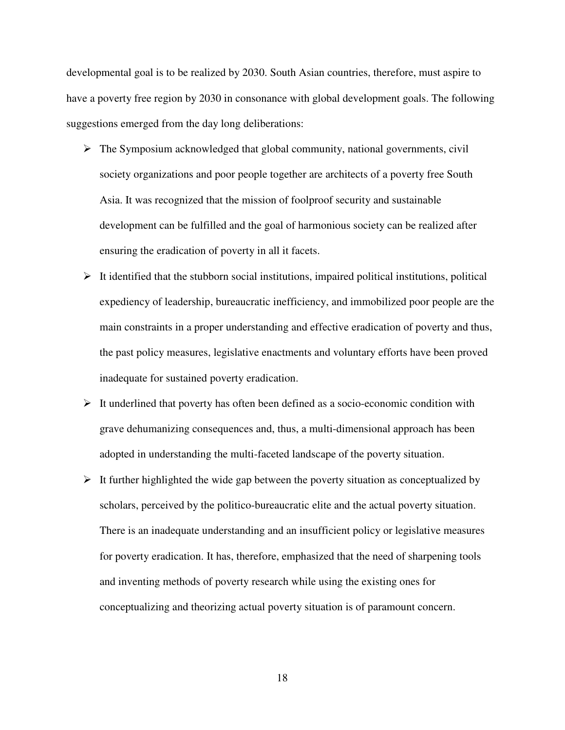developmental goal is to be realized by 2030. South Asian countries, therefore, must aspire to have a poverty free region by 2030 in consonance with global development goals. The following suggestions emerged from the day long deliberations:

- The Symposium acknowledged that global community, national governments, civil society organizations and poor people together are architects of a poverty free South Asia. It was recognized that the mission of foolproof security and sustainable development can be fulfilled and the goal of harmonious society can be realized after ensuring the eradication of poverty in all it facets.
- It identified that the stubborn social institutions, impaired political institutions, political expediency of leadership, bureaucratic inefficiency, and immobilized poor people are the main constraints in a proper understanding and effective eradication of poverty and thus, the past policy measures, legislative enactments and voluntary efforts have been proved inadequate for sustained poverty eradication.
- It underlined that poverty has often been defined as a socio-economic condition with grave dehumanizing consequences and, thus, a multi-dimensional approach has been adopted in understanding the multi-faceted landscape of the poverty situation.
- It further highlighted the wide gap between the poverty situation as conceptualized by scholars, perceived by the politico-bureaucratic elite and the actual poverty situation. There is an inadequate understanding and an insufficient policy or legislative measures for poverty eradication. It has, therefore, emphasized that the need of sharpening tools and inventing methods of poverty research while using the existing ones for conceptualizing and theorizing actual poverty situation is of paramount concern.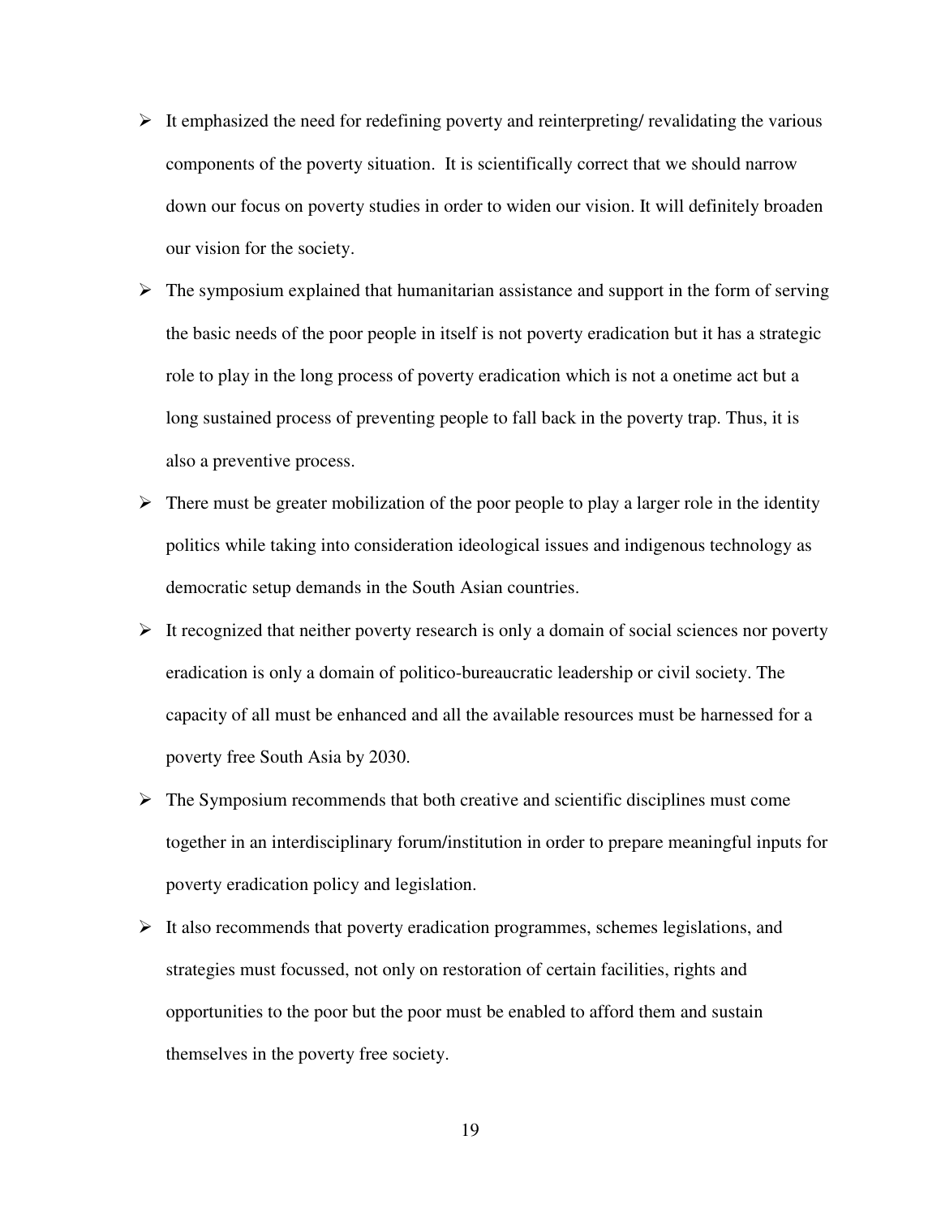- It emphasized the need for redefining poverty and reinterpreting/ revalidating the various components of the poverty situation. It is scientifically correct that we should narrow down our focus on poverty studies in order to widen our vision. It will definitely broaden our vision for the society.
- The symposium explained that humanitarian assistance and support in the form of serving the basic needs of the poor people in itself is not poverty eradication but it has a strategic role to play in the long process of poverty eradication which is not a onetime act but a long sustained process of preventing people to fall back in the poverty trap. Thus, it is also a preventive process.
- There must be greater mobilization of the poor people to play a larger role in the identity politics while taking into consideration ideological issues and indigenous technology as democratic setup demands in the South Asian countries.
- It recognized that neither poverty research is only a domain of social sciences nor poverty eradication is only a domain of politico-bureaucratic leadership or civil society. The capacity of all must be enhanced and all the available resources must be harnessed for a poverty free South Asia by 2030.
- The Symposium recommends that both creative and scientific disciplines must come together in an interdisciplinary forum/institution in order to prepare meaningful inputs for poverty eradication policy and legislation.
- It also recommends that poverty eradication programmes, schemes legislations, and strategies must focussed, not only on restoration of certain facilities, rights and opportunities to the poor but the poor must be enabled to afford them and sustain themselves in the poverty free society.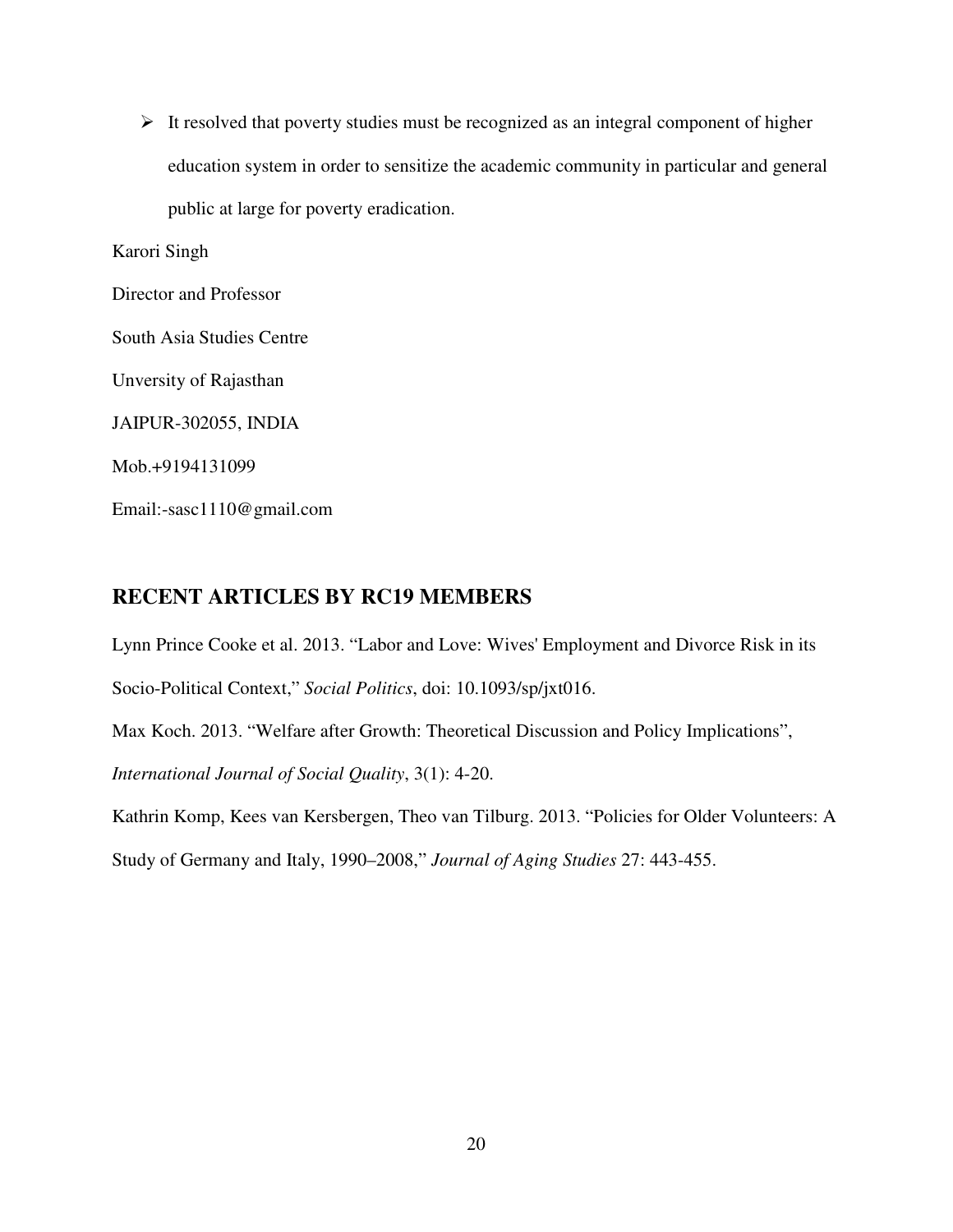- It resolved that poverty studies must be recognized as an integral component of higher education system in order to sensitize the academic community in particular and general public at large for poverty eradication.

Karori Singh

Director and Professor

South Asia Studies Centre

Unversity of Rajasthan

JAIPUR-302055, INDIA

Mob.+9194131099

Email:-sasc1110@gmail.com

## RECENT ARTICLES BY RC19 MEMBERS

Lynn Prince Cooke et al. 2013. "Labor and Love: Wives' Employment and Divorce Risk in its Socio-Political Context," *Social Politics*, doi: 10.1093/sp/jxt016.

Max Koch. 2013. "Welfare after Growth: Theoretical Discussion and Policy Implications", *International Journal of Social Quality*, 3(1): 4-20.

Kathrin Komp, Kees van Kersbergen, Theo van Tilburg. 2013. "Policies for Older Volunteers: A Study of Germany and Italy, 1990–2008," *Journal of Aging Studies* 27: 443-455.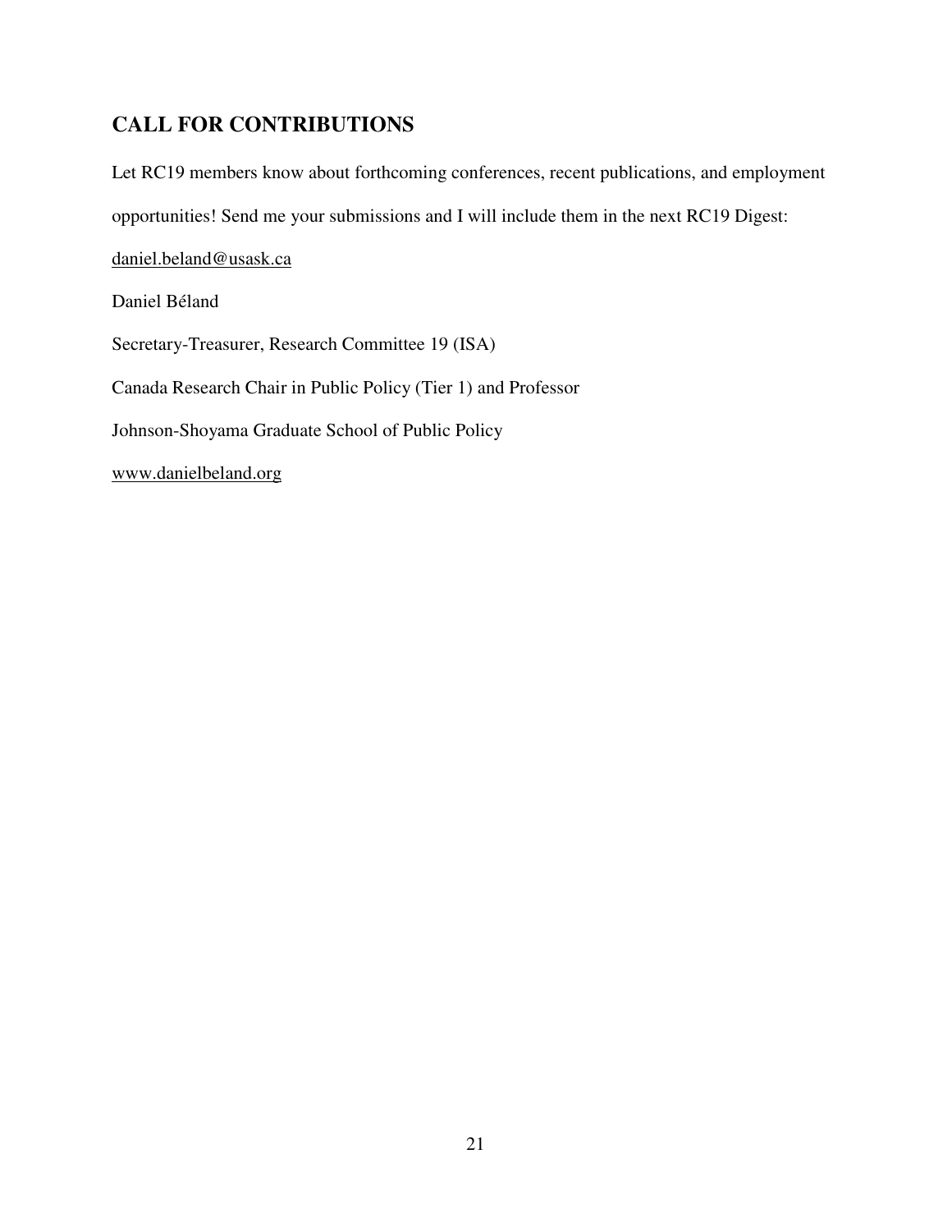## CALL FOR CONTRIBUTIONS

Let RC19 members know about forthcoming conferences, recent publications, and employment opportunities! Send me your submissions and I will include them in the next RC19 Digest: daniel.beland@usask.ca

Daniel Béland

Secretary-Treasurer, Research Committee 19 (ISA)

Canada Research Chair in Public Policy (Tier 1) and Professor

Johnson-Shoyama Graduate School of Public Policy

www.danielbeland.org